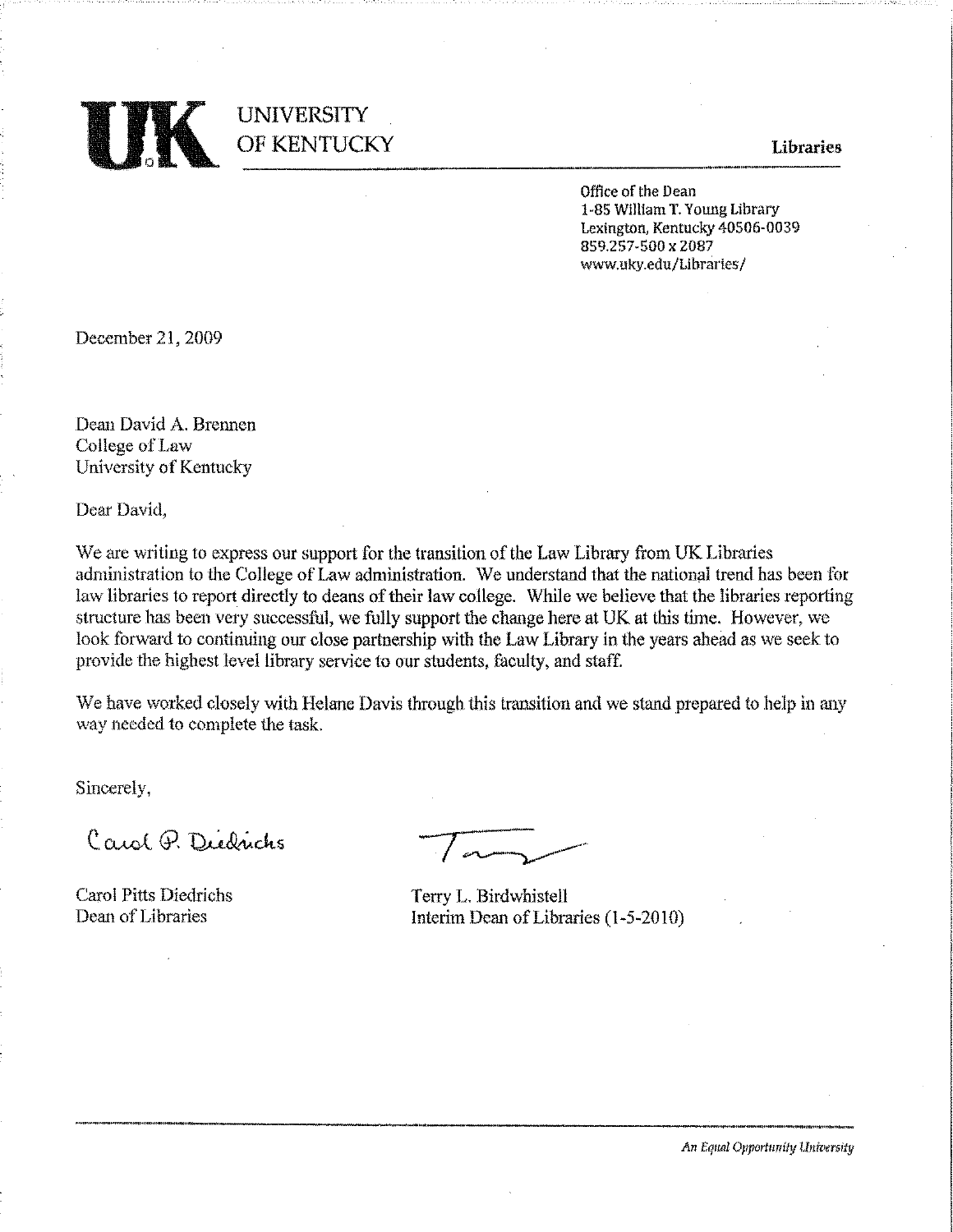UNIVERSITY OF KENTUCKY

**Libraries**

Office of the Dean
1-85 William T. Young Library
Lexington, Kentucky 40506-0039
859.257-500 x 2087
www.uky.edu/Libraries/

December 21, 2009

Dean David A. Brennen
College of Law
University of Kentucky

Dear David,

We are writing to express our support for the transition of the Law Library from UK Libraries administration to the College of Law administration. We understand that the national trend has been for law libraries to report directly to deans of their law college. While we believe that the libraries reporting structure has been very successful, we fully support the change here at UK at this time. However, we look forward to continuing our close partnership with the Law Library in the years ahead as we seek to provide the highest level library service to our students, faculty, and staff.

We have worked closely with Helane Davis through this transition and we stand prepared to help in any way needed to complete the task.

Sincerely,

Carol Pitts Diedrichs
Dean of Libraries

Terry L. Birdwhistell
Interim Dean of Libraries (1-5-2010)

*An Equal Opportunity University*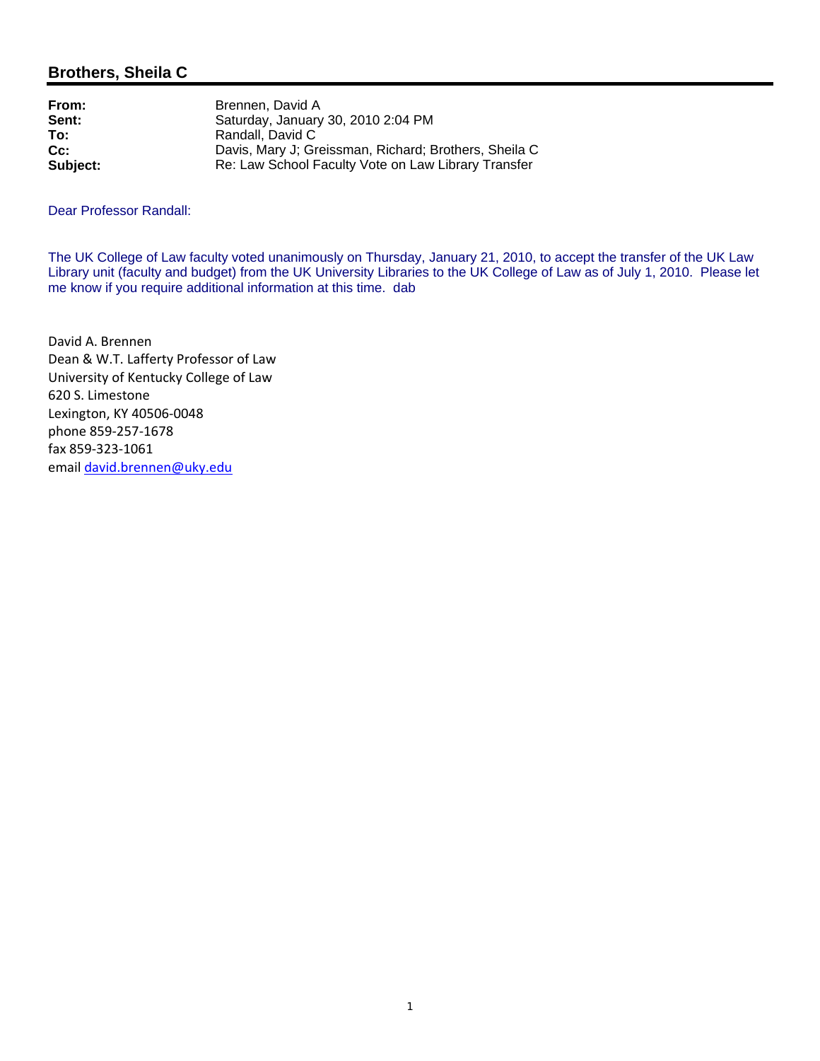## Brothers, Sheila C

| | |
|---|---|
| **From:** | Brennen, David A |
| **Sent:** | Saturday, January 30, 2010 2:04 PM |
| **To:** | Randall, David C |
| **Cc:** | Davis, Mary J; Greissman, Richard; Brothers, Sheila C |
| **Subject:** | Re: Law School Faculty Vote on Law Library Transfer |

Dear Professor Randall:

The UK College of Law faculty voted unanimously on Thursday, January 21, 2010, to accept the transfer of the UK Law Library unit (faculty and budget) from the UK University Libraries to the UK College of Law as of July 1, 2010. Please let me know if you require additional information at this time. dab

David A. Brennen
Dean & W.T. Lafferty Professor of Law
University of Kentucky College of Law
620 S. Limestone
Lexington, KY 40506-0048
phone 859-257-1678
fax 859-323-1061
email david.brennen@uky.edu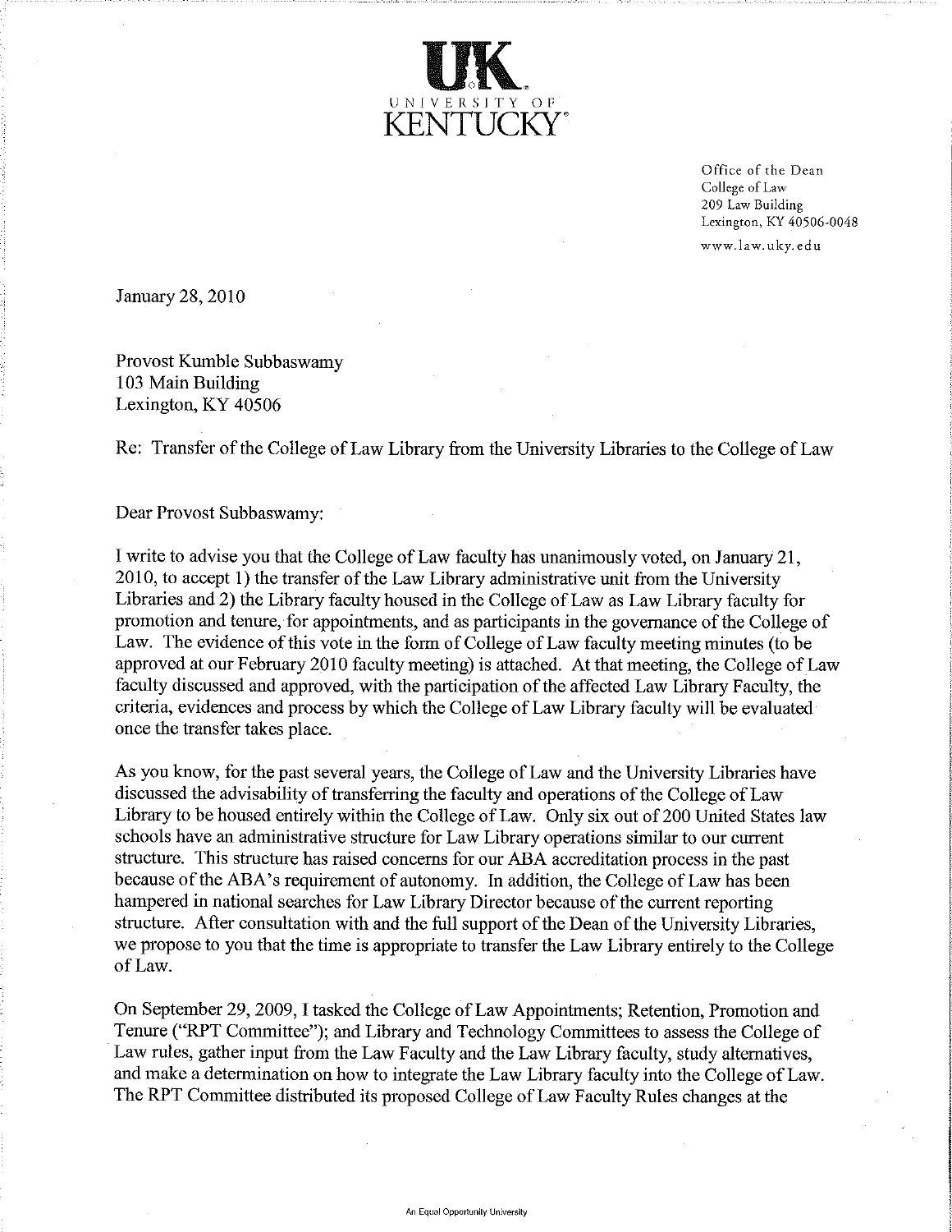UK UNIVERSITY OF KENTUCKY

Office of the Dean
College of Law
209 Law Building
Lexington, KY 40506-0048
www.law.uky.edu

January 28, 2010

Provost Kumble Subbaswamy
103 Main Building
Lexington, KY 40506

Re: Transfer of the College of Law Library from the University Libraries to the College of Law

Dear Provost Subbaswamy:

I write to advise you that the College of Law faculty has unanimously voted, on January 21, 2010, to accept 1) the transfer of the Law Library administrative unit from the University Libraries and 2) the Library faculty housed in the College of Law as Law Library faculty for promotion and tenure, for appointments, and as participants in the governance of the College of Law. The evidence of this vote in the form of College of Law faculty meeting minutes (to be approved at our February 2010 faculty meeting) is attached. At that meeting, the College of Law faculty discussed and approved, with the participation of the affected Law Library Faculty, the criteria, evidences and process by which the College of Law Library faculty will be evaluated once the transfer takes place.

As you know, for the past several years, the College of Law and the University Libraries have discussed the advisability of transferring the faculty and operations of the College of Law Library to be housed entirely within the College of Law. Only six out of 200 United States law schools have an administrative structure for Law Library operations similar to our current structure. This structure has raised concerns for our ABA accreditation process in the past because of the ABA's requirement of autonomy. In addition, the College of Law has been hampered in national searches for Law Library Director because of the current reporting structure. After consultation with and the full support of the Dean of the University Libraries, we propose to you that the time is appropriate to transfer the Law Library entirely to the College of Law.

On September 29, 2009, I tasked the College of Law Appointments; Retention, Promotion and Tenure ("RPT Committee"); and Library and Technology Committees to assess the College of Law rules, gather input from the Law Faculty and the Law Library faculty, study alternatives, and make a determination on how to integrate the Law Library faculty into the College of Law. The RPT Committee distributed its proposed College of Law Faculty Rules changes at the

An Equal Opportunity University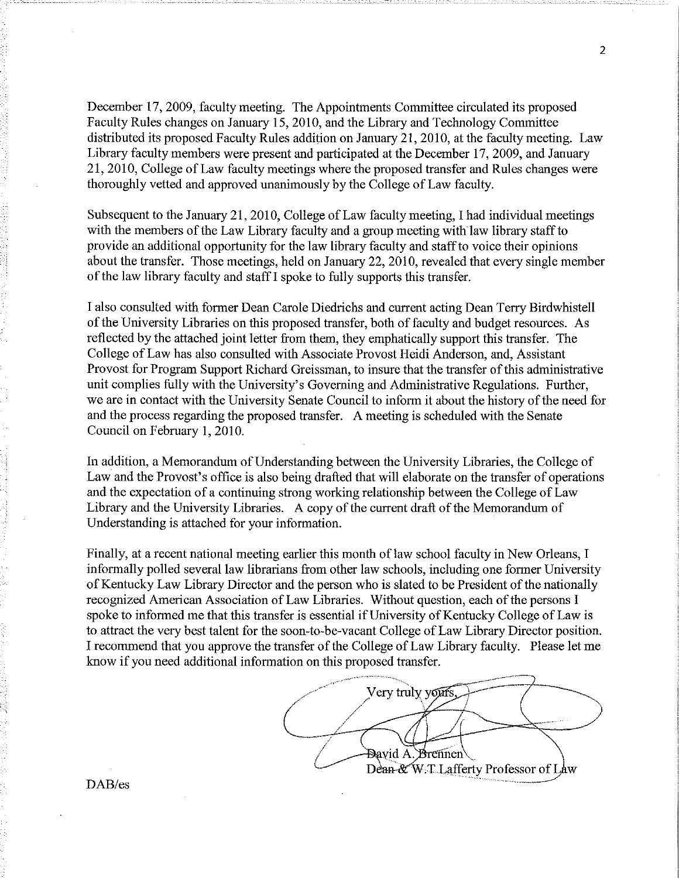December 17, 2009, faculty meeting. The Appointments Committee circulated its proposed Faculty Rules changes on January 15, 2010, and the Library and Technology Committee distributed its proposed Faculty Rules addition on January 21, 2010, at the faculty meeting. Law Library faculty members were present and participated at the December 17, 2009, and January 21, 2010, College of Law faculty meetings where the proposed transfer and Rules changes were thoroughly vetted and approved unanimously by the College of Law faculty.

Subsequent to the January 21, 2010, College of Law faculty meeting, I had individual meetings with the members of the Law Library faculty and a group meeting with law library staff to provide an additional opportunity for the law library faculty and staff to voice their opinions about the transfer. Those meetings, held on January 22, 2010, revealed that every single member of the law library faculty and staff I spoke to fully supports this transfer.

I also consulted with former Dean Carole Diedrichs and current acting Dean Terry Birdwhistell of the University Libraries on this proposed transfer, both of faculty and budget resources. As reflected by the attached joint letter from them, they emphatically support this transfer. The College of Law has also consulted with Associate Provost Heidi Anderson, and, Assistant Provost for Program Support Richard Greissman, to insure that the transfer of this administrative unit complies fully with the University's Governing and Administrative Regulations. Further, we are in contact with the University Senate Council to inform it about the history of the need for and the process regarding the proposed transfer. A meeting is scheduled with the Senate Council on February 1, 2010.

In addition, a Memorandum of Understanding between the University Libraries, the College of Law and the Provost's office is also being drafted that will elaborate on the transfer of operations and the expectation of a continuing strong working relationship between the College of Law Library and the University Libraries. A copy of the current draft of the Memorandum of Understanding is attached for your information.

Finally, at a recent national meeting earlier this month of law school faculty in New Orleans, I informally polled several law librarians from other law schools, including one former University of Kentucky Law Library Director and the person who is slated to be President of the nationally recognized American Association of Law Libraries. Without question, each of the persons I spoke to informed me that this transfer is essential if University of Kentucky College of Law is to attract the very best talent for the soon-to-be-vacant College of Law Library Director position. I recommend that you approve the transfer of the College of Law Library faculty. Please let me know if you need additional information on this proposed transfer.

Very truly yours,

David A. Brennen
Dean & W.T. Lafferty Professor of Law

DAB/es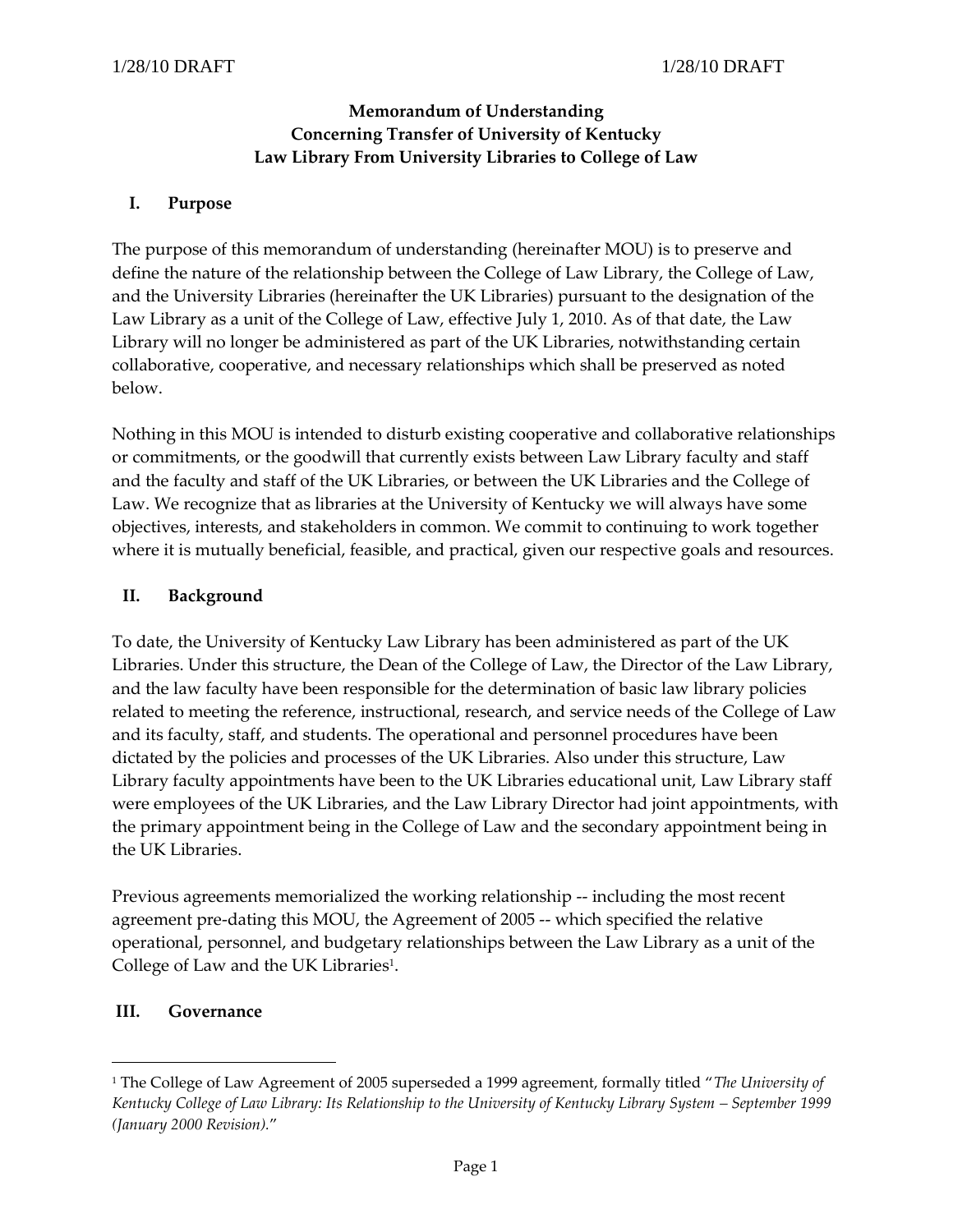**Memorandum of Understanding**
**Concerning Transfer of University of Kentucky**
**Law Library From University Libraries to College of Law**

## I. Purpose

The purpose of this memorandum of understanding (hereinafter MOU) is to preserve and define the nature of the relationship between the College of Law Library, the College of Law, and the University Libraries (hereinafter the UK Libraries) pursuant to the designation of the Law Library as a unit of the College of Law, effective July 1, 2010. As of that date, the Law Library will no longer be administered as part of the UK Libraries, notwithstanding certain collaborative, cooperative, and necessary relationships which shall be preserved as noted below.

Nothing in this MOU is intended to disturb existing cooperative and collaborative relationships or commitments, or the goodwill that currently exists between Law Library faculty and staff and the faculty and staff of the UK Libraries, or between the UK Libraries and the College of Law. We recognize that as libraries at the University of Kentucky we will always have some objectives, interests, and stakeholders in common. We commit to continuing to work together where it is mutually beneficial, feasible, and practical, given our respective goals and resources.

## II. Background

To date, the University of Kentucky Law Library has been administered as part of the UK Libraries. Under this structure, the Dean of the College of Law, the Director of the Law Library, and the law faculty have been responsible for the determination of basic law library policies related to meeting the reference, instructional, research, and service needs of the College of Law and its faculty, staff, and students. The operational and personnel procedures have been dictated by the policies and processes of the UK Libraries. Also under this structure, Law Library faculty appointments have been to the UK Libraries educational unit, Law Library staff were employees of the UK Libraries, and the Law Library Director had joint appointments, with the primary appointment being in the College of Law and the secondary appointment being in the UK Libraries.

Previous agreements memorialized the working relationship -- including the most recent agreement pre-dating this MOU, the Agreement of 2005 -- which specified the relative operational, personnel, and budgetary relationships between the Law Library as a unit of the College of Law and the UK Libraries[1].

## III. Governance

---

[1] The College of Law Agreement of 2005 superseded a 1999 agreement, formally titled "*The University of Kentucky College of Law Library: Its Relationship to the University of Kentucky Library System – September 1999 (January 2000 Revision).*"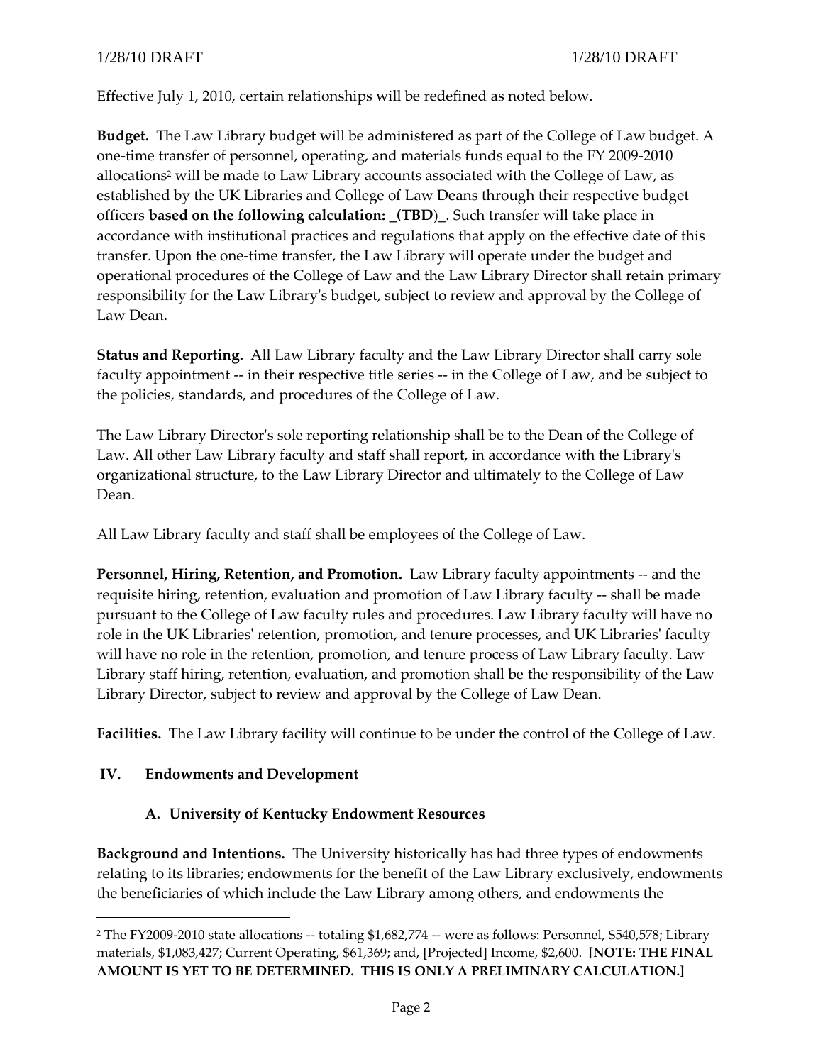Effective July 1, 2010, certain relationships will be redefined as noted below.

**Budget.** The Law Library budget will be administered as part of the College of Law budget. A one-time transfer of personnel, operating, and materials funds equal to the FY 2009-2010 allocations[2] will be made to Law Library accounts associated with the College of Law, as established by the UK Libraries and College of Law Deans through their respective budget officers **based on the following calculation: _(TBD)_**. Such transfer will take place in accordance with institutional practices and regulations that apply on the effective date of this transfer. Upon the one-time transfer, the Law Library will operate under the budget and operational procedures of the College of Law and the Law Library Director shall retain primary responsibility for the Law Library's budget, subject to review and approval by the College of Law Dean.

**Status and Reporting.** All Law Library faculty and the Law Library Director shall carry sole faculty appointment -- in their respective title series -- in the College of Law, and be subject to the policies, standards, and procedures of the College of Law.

The Law Library Director's sole reporting relationship shall be to the Dean of the College of Law. All other Law Library faculty and staff shall report, in accordance with the Library's organizational structure, to the Law Library Director and ultimately to the College of Law Dean.

All Law Library faculty and staff shall be employees of the College of Law.

**Personnel, Hiring, Retention, and Promotion.** Law Library faculty appointments -- and the requisite hiring, retention, evaluation and promotion of Law Library faculty -- shall be made pursuant to the College of Law faculty rules and procedures. Law Library faculty will have no role in the UK Libraries' retention, promotion, and tenure processes, and UK Libraries' faculty will have no role in the retention, promotion, and tenure process of Law Library faculty. Law Library staff hiring, retention, evaluation, and promotion shall be the responsibility of the Law Library Director, subject to review and approval by the College of Law Dean.

**Facilities.** The Law Library facility will continue to be under the control of the College of Law.

## IV. Endowments and Development

### A. University of Kentucky Endowment Resources

**Background and Intentions.** The University historically has had three types of endowments relating to its libraries; endowments for the benefit of the Law Library exclusively, endowments the beneficiaries of which include the Law Library among others, and endowments the

---

[2] The FY2009-2010 state allocations -- totaling $1,682,774 -- were as follows: Personnel, $540,578; Library materials, $1,083,427; Current Operating, $61,369; and, [Projected] Income, $2,600. **[NOTE: THE FINAL AMOUNT IS YET TO BE DETERMINED. THIS IS ONLY A PRELIMINARY CALCULATION.]**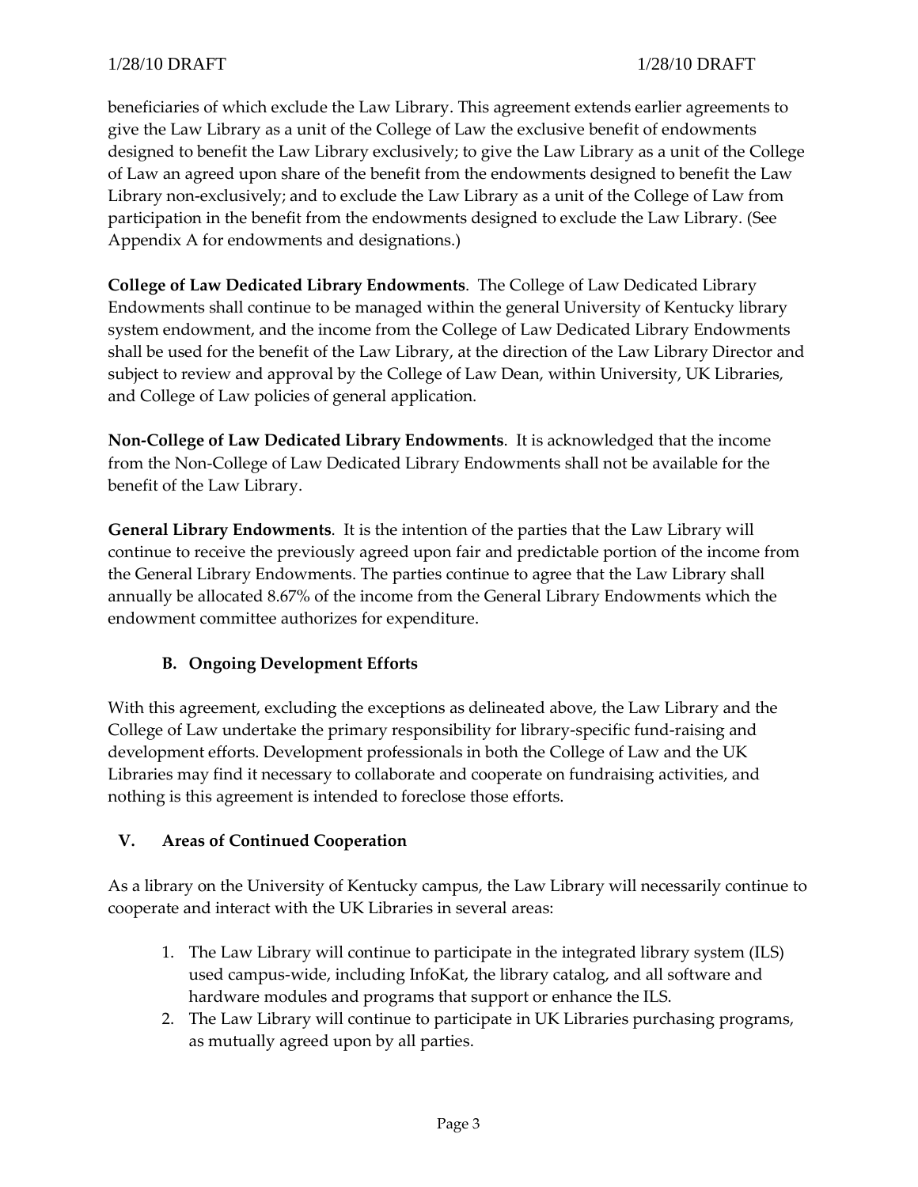beneficiaries of which exclude the Law Library. This agreement extends earlier agreements to give the Law Library as a unit of the College of Law the exclusive benefit of endowments designed to benefit the Law Library exclusively; to give the Law Library as a unit of the College of Law an agreed upon share of the benefit from the endowments designed to benefit the Law Library non-exclusively; and to exclude the Law Library as a unit of the College of Law from participation in the benefit from the endowments designed to exclude the Law Library. (See Appendix A for endowments and designations.)

**College of Law Dedicated Library Endowments**. The College of Law Dedicated Library Endowments shall continue to be managed within the general University of Kentucky library system endowment, and the income from the College of Law Dedicated Library Endowments shall be used for the benefit of the Law Library, at the direction of the Law Library Director and subject to review and approval by the College of Law Dean, within University, UK Libraries, and College of Law policies of general application.

**Non-College of Law Dedicated Library Endowments**. It is acknowledged that the income from the Non-College of Law Dedicated Library Endowments shall not be available for the benefit of the Law Library.

**General Library Endowments**. It is the intention of the parties that the Law Library will continue to receive the previously agreed upon fair and predictable portion of the income from the General Library Endowments. The parties continue to agree that the Law Library shall annually be allocated 8.67% of the income from the General Library Endowments which the endowment committee authorizes for expenditure.

### B. Ongoing Development Efforts

With this agreement, excluding the exceptions as delineated above, the Law Library and the College of Law undertake the primary responsibility for library-specific fund-raising and development efforts. Development professionals in both the College of Law and the UK Libraries may find it necessary to collaborate and cooperate on fundraising activities, and nothing is this agreement is intended to foreclose those efforts.

## V. Areas of Continued Cooperation

As a library on the University of Kentucky campus, the Law Library will necessarily continue to cooperate and interact with the UK Libraries in several areas:

1. The Law Library will continue to participate in the integrated library system (ILS) used campus-wide, including InfoKat, the library catalog, and all software and hardware modules and programs that support or enhance the ILS.
2. The Law Library will continue to participate in UK Libraries purchasing programs, as mutually agreed upon by all parties.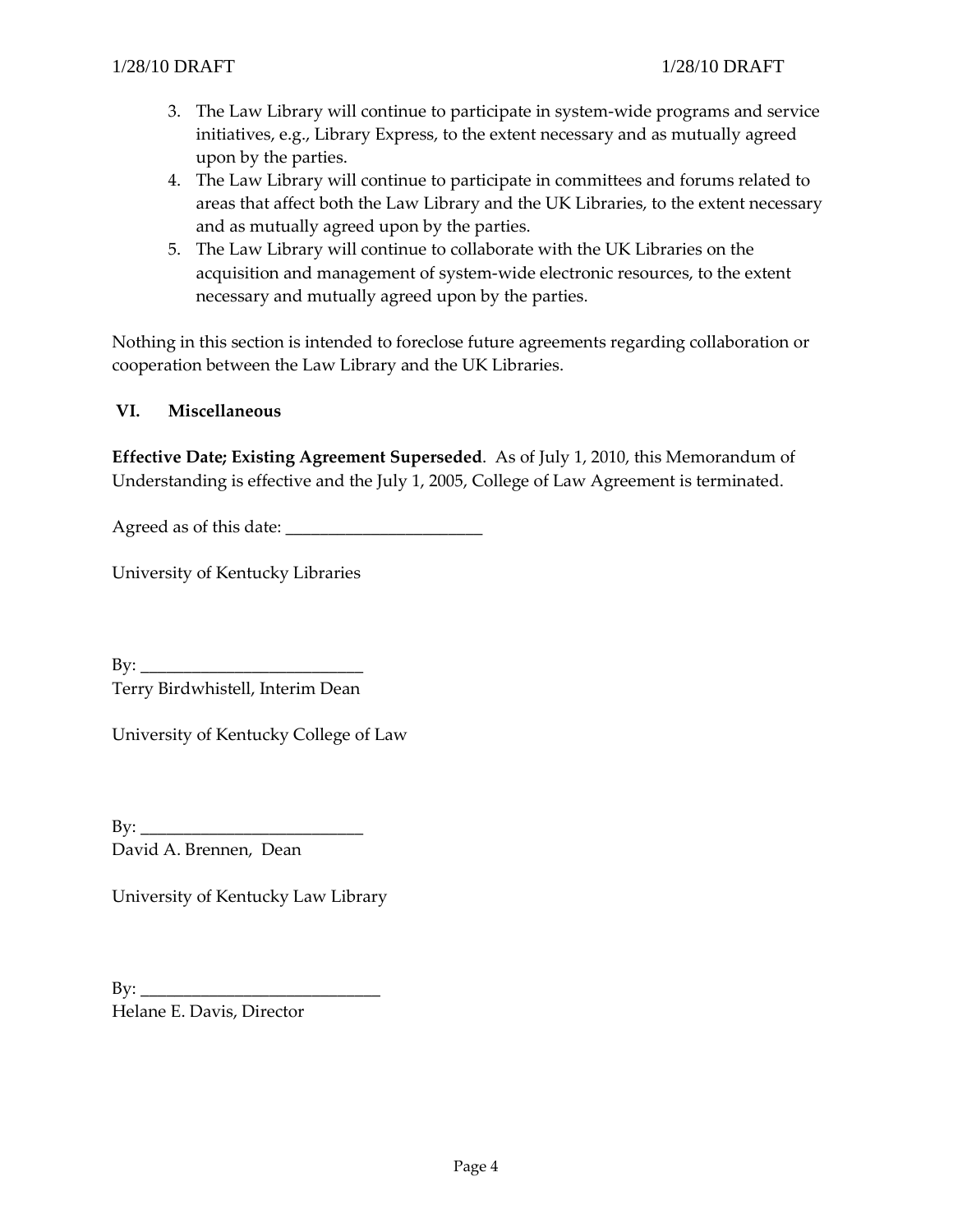3. The Law Library will continue to participate in system-wide programs and service initiatives, e.g., Library Express, to the extent necessary and as mutually agreed upon by the parties.
4. The Law Library will continue to participate in committees and forums related to areas that affect both the Law Library and the UK Libraries, to the extent necessary and as mutually agreed upon by the parties.
5. The Law Library will continue to collaborate with the UK Libraries on the acquisition and management of system-wide electronic resources, to the extent necessary and mutually agreed upon by the parties.

Nothing in this section is intended to foreclose future agreements regarding collaboration or cooperation between the Law Library and the UK Libraries.

## VI. Miscellaneous

**Effective Date; Existing Agreement Superseded**. As of July 1, 2010, this Memorandum of Understanding is effective and the July 1, 2005, College of Law Agreement is terminated.

Agreed as of this date: _______________________

University of Kentucky Libraries

By: __________________________
Terry Birdwhistell, Interim Dean

University of Kentucky College of Law

By: __________________________
David A. Brennen, Dean

University of Kentucky Law Library

By: ____________________________
Helane E. Davis, Director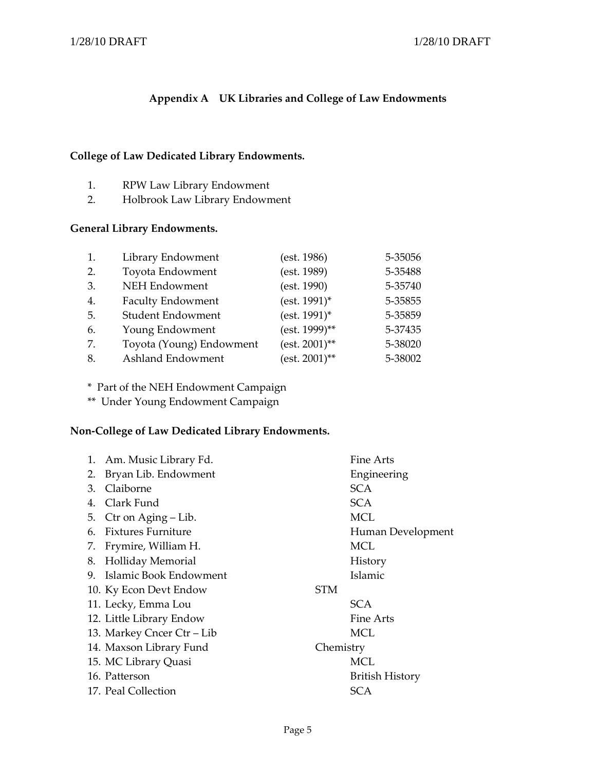## Appendix A UK Libraries and College of Law Endowments

**College of Law Dedicated Library Endowments.**

1. RPW Law Library Endowment
2. Holbrook Law Library Endowment

**General Library Endowments.**

| | | | |
|---|---|---|---|
| 1. | Library Endowment | (est. 1986) | 5-35056 |
| 2. | Toyota Endowment | (est. 1989) | 5-35488 |
| 3. | NEH Endowment | (est. 1990) | 5-35740 |
| 4. | Faculty Endowment | (est. 1991)* | 5-35855 |
| 5. | Student Endowment | (est. 1991)* | 5-35859 |
| 6. | Young Endowment | (est. 1999)** | 5-37435 |
| 7. | Toyota (Young) Endowment | (est. 2001)** | 5-38020 |
| 8. | Ashland Endowment | (est. 2001)** | 5-38002 |

\* Part of the NEH Endowment Campaign
\*\* Under Young Endowment Campaign

**Non-College of Law Dedicated Library Endowments.**

| | |
|---|---|
| 1. Am. Music Library Fd. | Fine Arts |
| 2. Bryan Lib. Endowment | Engineering |
| 3. Claiborne | SCA |
| 4. Clark Fund | SCA |
| 5. Ctr on Aging – Lib. | MCL |
| 6. Fixtures Furniture | Human Development |
| 7. Frymire, William H. | MCL |
| 8. Holliday Memorial | History |
| 9. Islamic Book Endowment | Islamic |
| 10. Ky Econ Devt Endow | STM |
| 11. Lecky, Emma Lou | SCA |
| 12. Little Library Endow | Fine Arts |
| 13. Markey Cncer Ctr – Lib | MCL |
| 14. Maxson Library Fund | Chemistry |
| 15. MC Library Quasi | MCL |
| 16. Patterson | British History |
| 17. Peal Collection | SCA |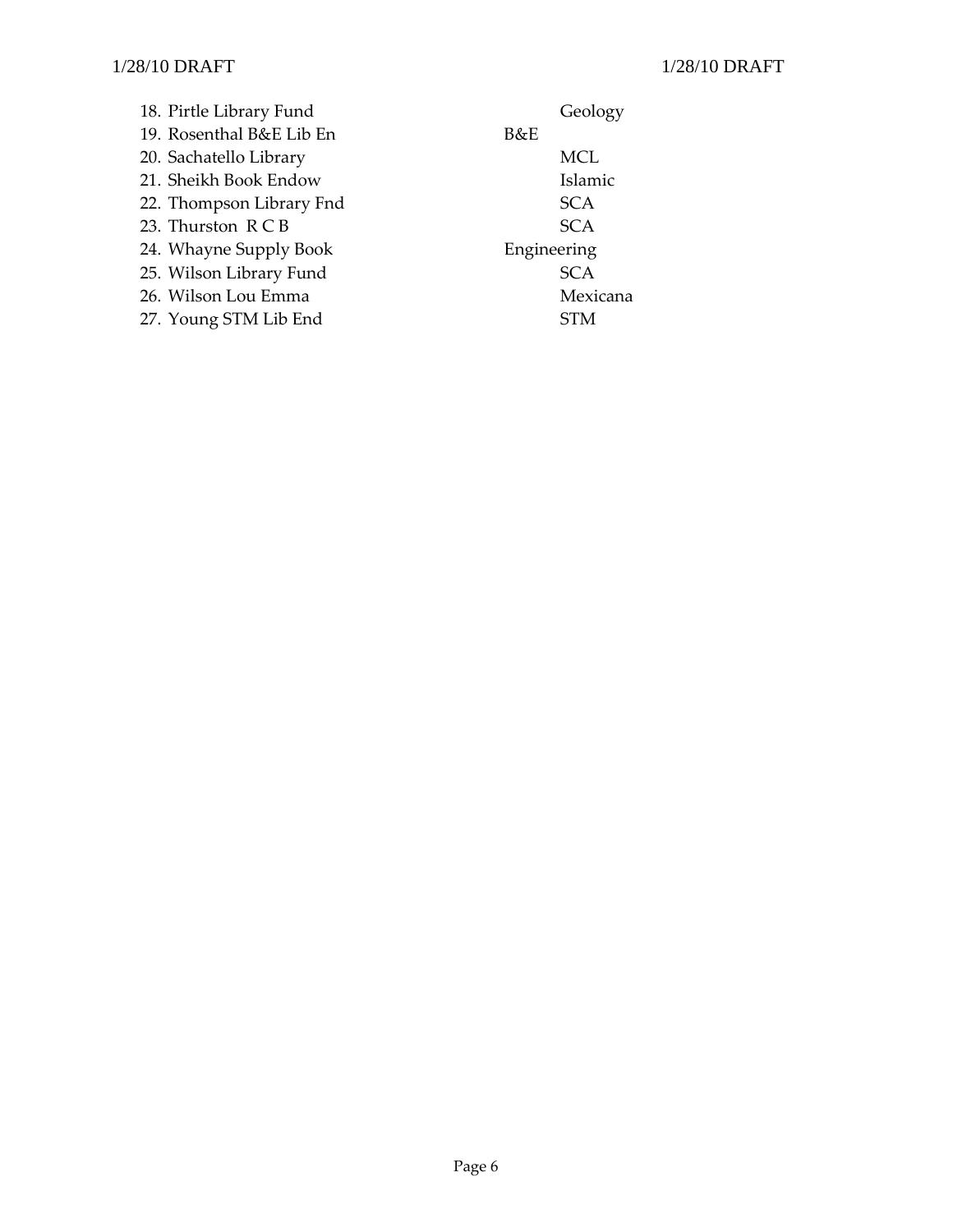18. Pirtle Library Fund — Geology
19. Rosenthal B&E Lib En — B&E
20. Sachatello Library — MCL
21. Sheikh Book Endow — Islamic
22. Thompson Library Fnd — SCA
23. Thurston R C B — SCA
24. Whayne Supply Book — Engineering
25. Wilson Library Fund — SCA
26. Wilson Lou Emma — Mexicana
27. Young STM Lib End — STM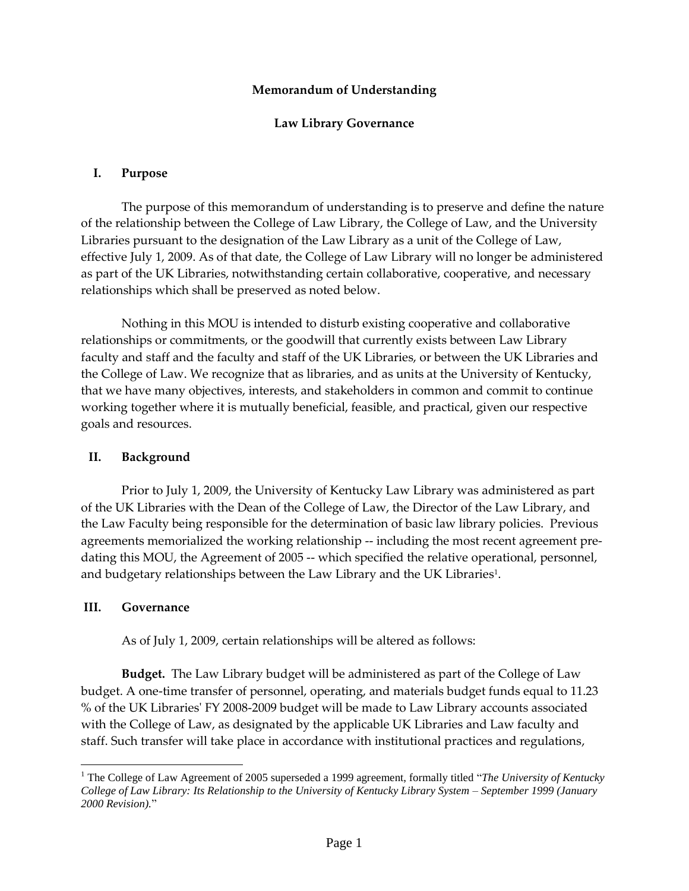# Memorandum of Understanding

## Law Library Governance

### I. Purpose

The purpose of this memorandum of understanding is to preserve and define the nature of the relationship between the College of Law Library, the College of Law, and the University Libraries pursuant to the designation of the Law Library as a unit of the College of Law, effective July 1, 2009. As of that date, the College of Law Library will no longer be administered as part of the UK Libraries, notwithstanding certain collaborative, cooperative, and necessary relationships which shall be preserved as noted below.

Nothing in this MOU is intended to disturb existing cooperative and collaborative relationships or commitments, or the goodwill that currently exists between Law Library faculty and staff and the faculty and staff of the UK Libraries, or between the UK Libraries and the College of Law. We recognize that as libraries, and as units at the University of Kentucky, that we have many objectives, interests, and stakeholders in common and commit to continue working together where it is mutually beneficial, feasible, and practical, given our respective goals and resources.

### II. Background

Prior to July 1, 2009, the University of Kentucky Law Library was administered as part of the UK Libraries with the Dean of the College of Law, the Director of the Law Library, and the Law Faculty being responsible for the determination of basic law library policies. Previous agreements memorialized the working relationship -- including the most recent agreement pre-dating this MOU, the Agreement of 2005 -- which specified the relative operational, personnel, and budgetary relationships between the Law Library and the UK Libraries[1].

### III. Governance

As of July 1, 2009, certain relationships will be altered as follows:

**Budget.** The Law Library budget will be administered as part of the College of Law budget. A one-time transfer of personnel, operating, and materials budget funds equal to 11.23 % of the UK Libraries' FY 2008-2009 budget will be made to Law Library accounts associated with the College of Law, as designated by the applicable UK Libraries and Law faculty and staff. Such transfer will take place in accordance with institutional practices and regulations,

[1] The College of Law Agreement of 2005 superseded a 1999 agreement, formally titled "*The University of Kentucky College of Law Library: Its Relationship to the University of Kentucky Library System – September 1999 (January 2000 Revision).*"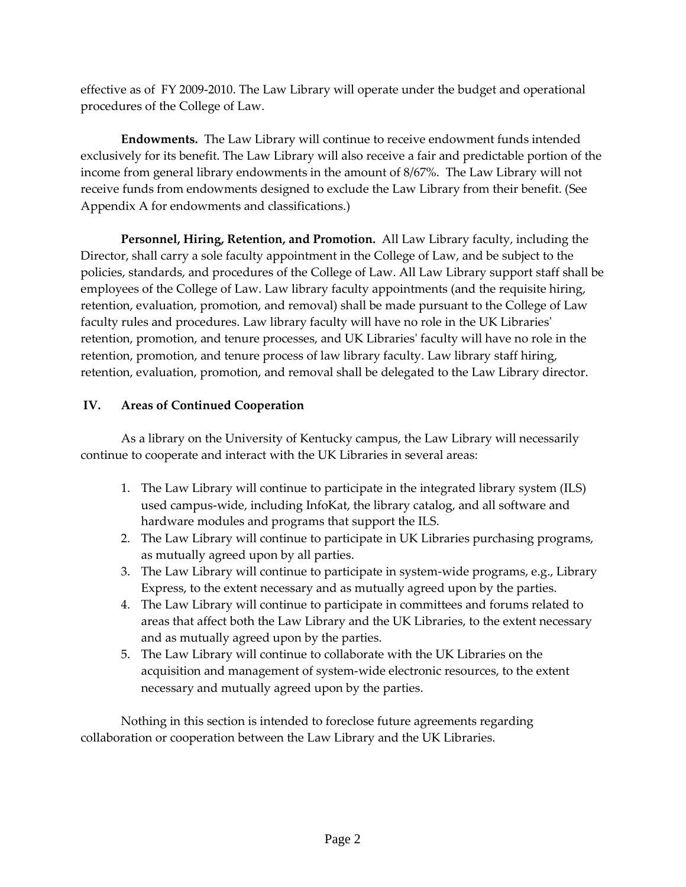effective as of FY 2009-2010. The Law Library will operate under the budget and operational procedures of the College of Law.

**Endowments.** The Law Library will continue to receive endowment funds intended exclusively for its benefit. The Law Library will also receive a fair and predictable portion of the income from general library endowments in the amount of 8/67%. The Law Library will not receive funds from endowments designed to exclude the Law Library from their benefit. (See Appendix A for endowments and classifications.)

**Personnel, Hiring, Retention, and Promotion.** All Law Library faculty, including the Director, shall carry a sole faculty appointment in the College of Law, and be subject to the policies, standards, and procedures of the College of Law. All Law Library support staff shall be employees of the College of Law. Law library faculty appointments (and the requisite hiring, retention, evaluation, promotion, and removal) shall be made pursuant to the College of Law faculty rules and procedures. Law library faculty will have no role in the UK Libraries' retention, promotion, and tenure processes, and UK Libraries' faculty will have no role in the retention, promotion, and tenure process of law library faculty. Law library staff hiring, retention, evaluation, promotion, and removal shall be delegated to the Law Library director.

## IV. Areas of Continued Cooperation

As a library on the University of Kentucky campus, the Law Library will necessarily continue to cooperate and interact with the UK Libraries in several areas:

1. The Law Library will continue to participate in the integrated library system (ILS) used campus-wide, including InfoKat, the library catalog, and all software and hardware modules and programs that support the ILS.
2. The Law Library will continue to participate in UK Libraries purchasing programs, as mutually agreed upon by all parties.
3. The Law Library will continue to participate in system-wide programs, e.g., Library Express, to the extent necessary and as mutually agreed upon by the parties.
4. The Law Library will continue to participate in committees and forums related to areas that affect both the Law Library and the UK Libraries, to the extent necessary and as mutually agreed upon by the parties.
5. The Law Library will continue to collaborate with the UK Libraries on the acquisition and management of system-wide electronic resources, to the extent necessary and mutually agreed upon by the parties.

Nothing in this section is intended to foreclose future agreements regarding collaboration or cooperation between the Law Library and the UK Libraries.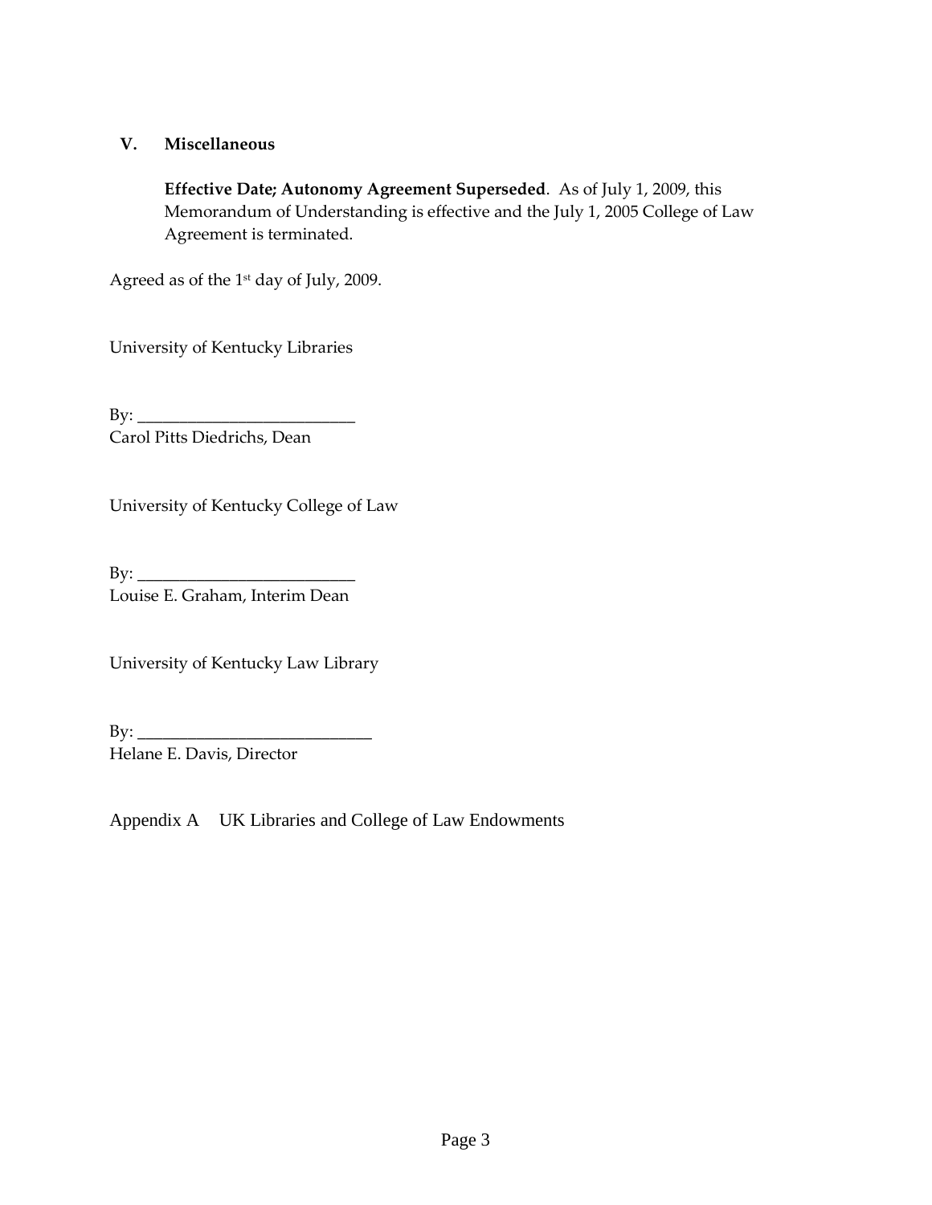## V. Miscellaneous

**Effective Date; Autonomy Agreement Superseded**. As of July 1, 2009, this Memorandum of Understanding is effective and the July 1, 2005 College of Law Agreement is terminated.

Agreed as of the 1st day of July, 2009.

University of Kentucky Libraries

By: ___________________________
Carol Pitts Diedrichs, Dean

University of Kentucky College of Law

By: ___________________________
Louise E. Graham, Interim Dean

University of Kentucky Law Library

By: ______________________________
Helane E. Davis, Director

Appendix A UK Libraries and College of Law Endowments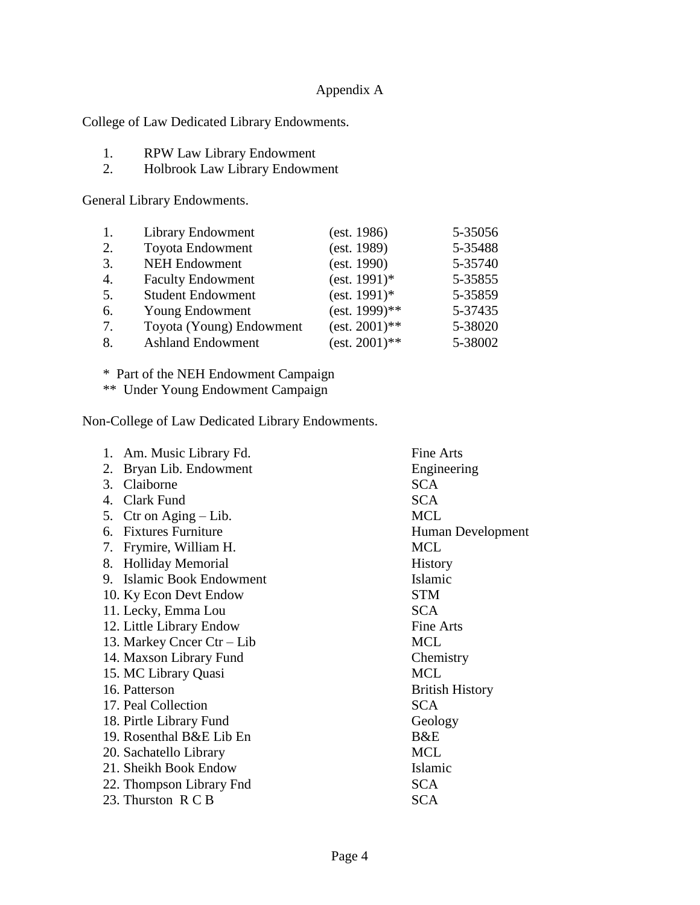# Appendix A

College of Law Dedicated Library Endowments.

1. RPW Law Library Endowment
2. Holbrook Law Library Endowment

General Library Endowments.

| | | | |
|---|---|---|---|
| 1. | Library Endowment | (est. 1986) | 5-35056 |
| 2. | Toyota Endowment | (est. 1989) | 5-35488 |
| 3. | NEH Endowment | (est. 1990) | 5-35740 |
| 4. | Faculty Endowment | (est. 1991)* | 5-35855 |
| 5. | Student Endowment | (est. 1991)* | 5-35859 |
| 6. | Young Endowment | (est. 1999)** | 5-37435 |
| 7. | Toyota (Young) Endowment | (est. 2001)** | 5-38020 |
| 8. | Ashland Endowment | (est. 2001)** | 5-38002 |

\* Part of the NEH Endowment Campaign

** Under Young Endowment Campaign

Non-College of Law Dedicated Library Endowments.

| | |
|---|---|
| 1. Am. Music Library Fd. | Fine Arts |
| 2. Bryan Lib. Endowment | Engineering |
| 3. Claiborne | SCA |
| 4. Clark Fund | SCA |
| 5. Ctr on Aging – Lib. | MCL |
| 6. Fixtures Furniture | Human Development |
| 7. Frymire, William H. | MCL |
| 8. Holliday Memorial | History |
| 9. Islamic Book Endowment | Islamic |
| 10. Ky Econ Devt Endow | STM |
| 11. Lecky, Emma Lou | SCA |
| 12. Little Library Endow | Fine Arts |
| 13. Markey Cncer Ctr – Lib | MCL |
| 14. Maxson Library Fund | Chemistry |
| 15. MC Library Quasi | MCL |
| 16. Patterson | British History |
| 17. Peal Collection | SCA |
| 18. Pirtle Library Fund | Geology |
| 19. Rosenthal B&E Lib En | B&E |
| 20. Sachatello Library | MCL |
| 21. Sheikh Book Endow | Islamic |
| 22. Thompson Library Fnd | SCA |
| 23. Thurston R C B | SCA |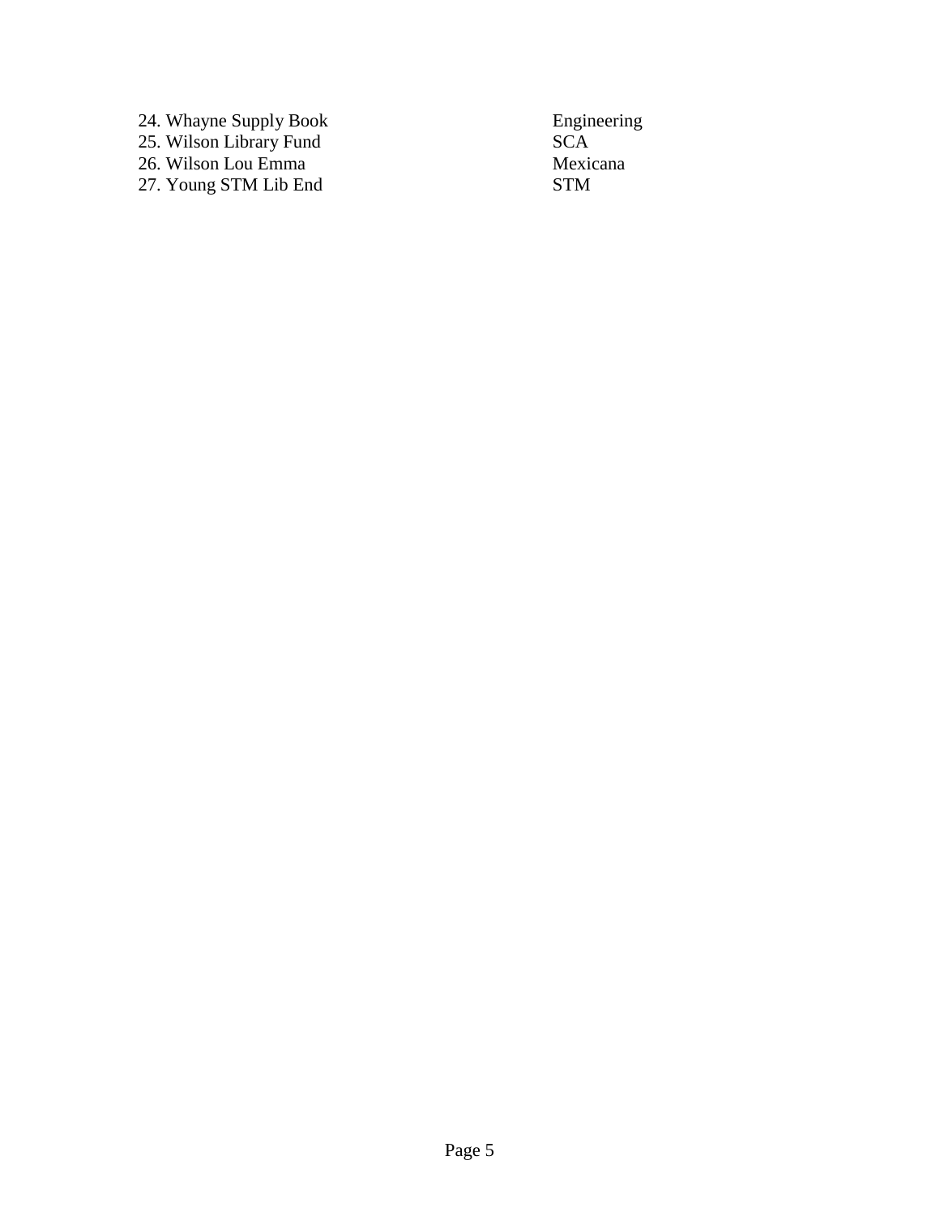| | |
|---|---|
| 24. Whayne Supply Book | Engineering |
| 25. Wilson Library Fund | SCA |
| 26. Wilson Lou Emma | Mexicana |
| 27. Young STM Lib End | STM |